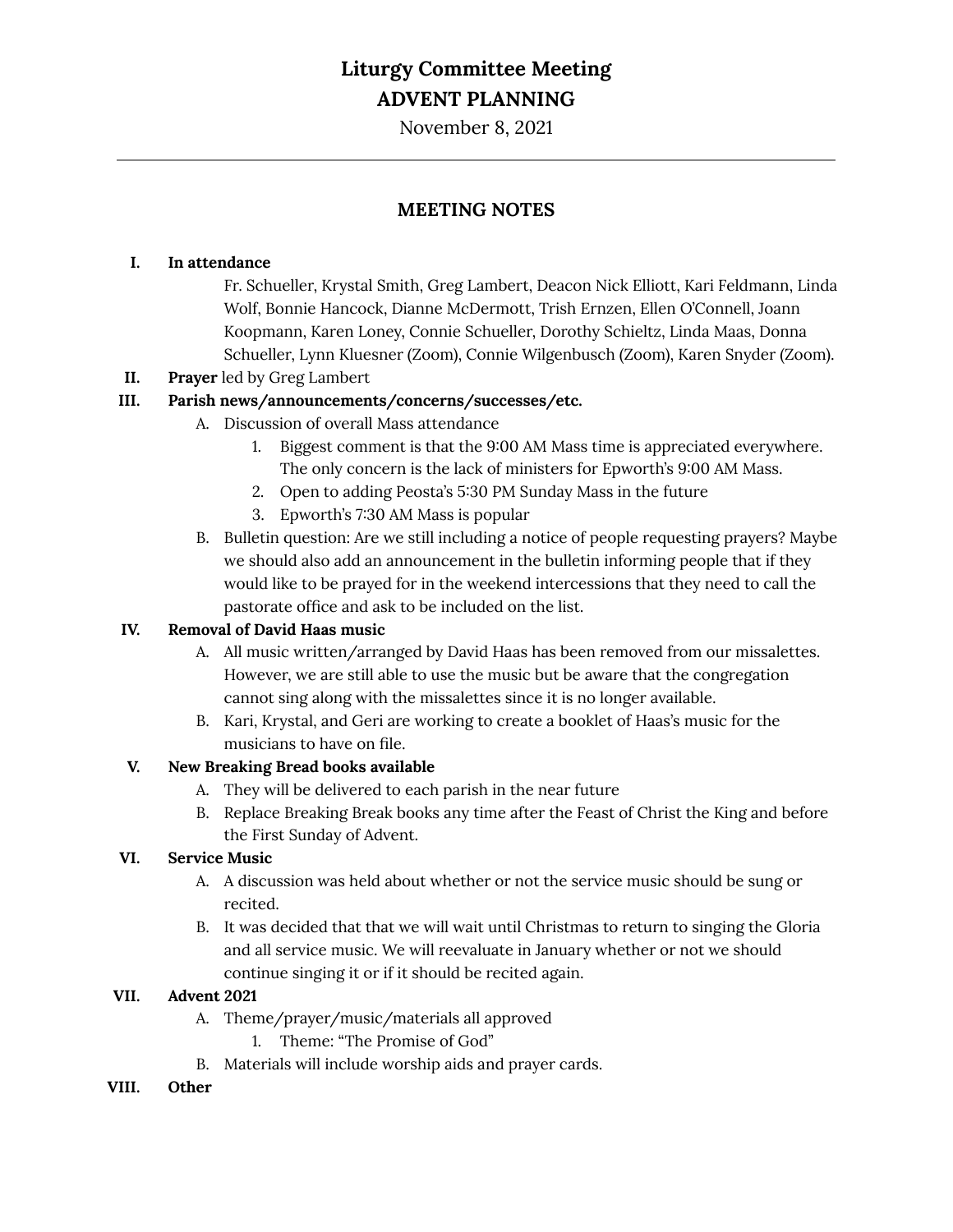# Liturgy Committee Meeting
## ADVENT PLANNING

November 8, 2021

---

## MEETING NOTES

**I. In attendance**

Fr. Schueller, Krystal Smith, Greg Lambert, Deacon Nick Elliott, Kari Feldmann, Linda Wolf, Bonnie Hancock, Dianne McDermott, Trish Ernzen, Ellen O'Connell, Joann Koopmann, Karen Loney, Connie Schueller, Dorothy Schieltz, Linda Maas, Donna Schueller, Lynn Kluesner (Zoom), Connie Wilgenbusch (Zoom), Karen Snyder (Zoom).

**II. Prayer** led by Greg Lambert

**III. Parish news/announcements/concerns/successes/etc.**

- A. Discussion of overall Mass attendance
    1. Biggest comment is that the 9:00 AM Mass time is appreciated everywhere. The only concern is the lack of ministers for Epworth's 9:00 AM Mass.
    2. Open to adding Peosta's 5:30 PM Sunday Mass in the future
    3. Epworth's 7:30 AM Mass is popular
- B. Bulletin question: Are we still including a notice of people requesting prayers? Maybe we should also add an announcement in the bulletin informing people that if they would like to be prayed for in the weekend intercessions that they need to call the pastorate office and ask to be included on the list.

**IV. Removal of David Haas music**

- A. All music written/arranged by David Haas has been removed from our missalettes. However, we are still able to use the music but be aware that the congregation cannot sing along with the missalettes since it is no longer available.
- B. Kari, Krystal, and Geri are working to create a booklet of Haas's music for the musicians to have on file.

**V. New Breaking Bread books available**

- A. They will be delivered to each parish in the near future
- B. Replace Breaking Break books any time after the Feast of Christ the King and before the First Sunday of Advent.

**VI. Service Music**

- A. A discussion was held about whether or not the service music should be sung or recited.
- B. It was decided that that we will wait until Christmas to return to singing the Gloria and all service music. We will reevaluate in January whether or not we should continue singing it or if it should be recited again.

**VII. Advent 2021**

- A. Theme/prayer/music/materials all approved
    1. Theme: "The Promise of God"
- B. Materials will include worship aids and prayer cards.

**VIII. Other**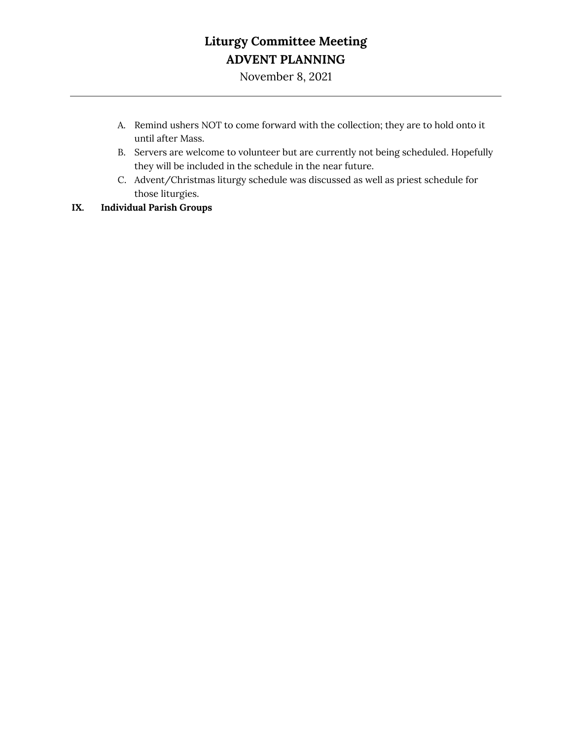A. Remind ushers NOT to come forward with the collection; they are to hold onto it until after Mass.
B. Servers are welcome to volunteer but are currently not being scheduled. Hopefully they will be included in the schedule in the near future.
C. Advent/Christmas liturgy schedule was discussed as well as priest schedule for those liturgies.

**IX. Individual Parish Groups**